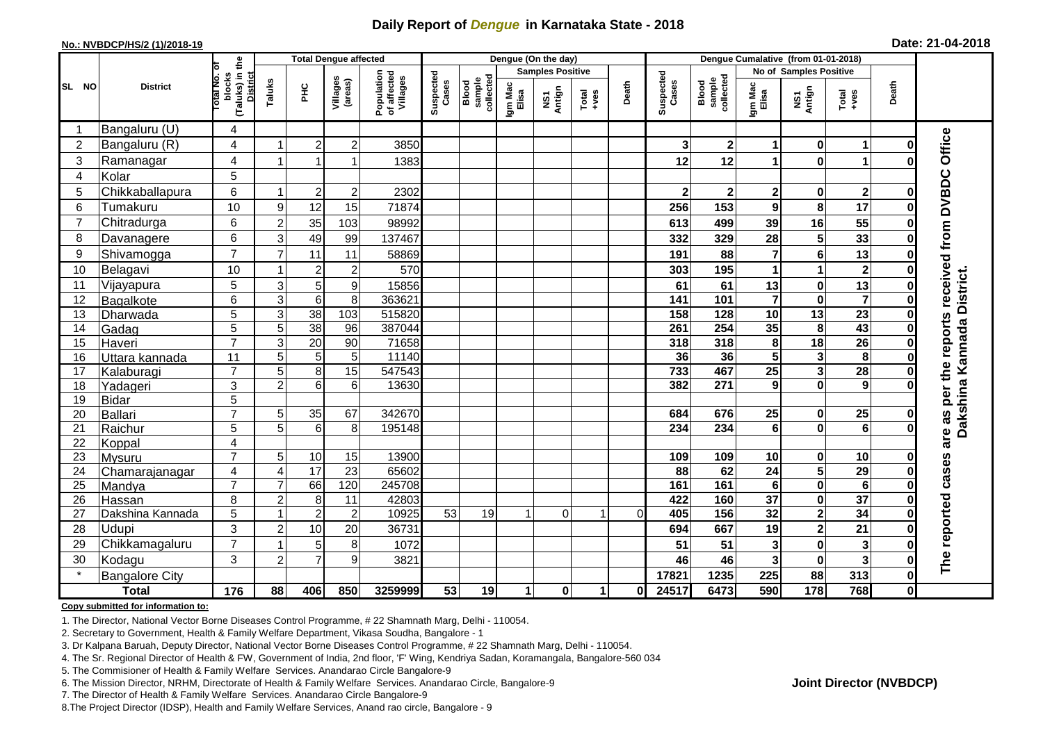# Daily Report of *Dengue* in Karnataka State - 2018

**No.: NVBDCP/HS/2 (1)/2018-19**

**Date: 21-04-2018**

| SL NO | District | Total No. of blocks (Taluks) in the District | Total Dengue affected | | | | Dengue (On the day) | | | | | | | Dengue Cumalative (from 01-01-2018) | | | | | | | |
|---|---|---|---|---|---|---|---|---|---|---|---|---|---|---|---|---|---|---|---|---|
| | | | Taluks | PHC | Villages (areas) | Population of affected Villages | Suspected Cases | Blood sample collected | Samples Positive | | | Death | Suspected Cases | Blood sample collected | No of Samples Positive | | | Death | |
| | | | | | | | | | Igm Mac Elisa | NS1 Antign | Total +ves | | | | Igm Mac Elisa | NS1 Antign | Total +ves | | |
| 1 | Bangaluru (U) | 4 | | | | | | | | | | | | | | | | | The reported cases are as per the reports received from DVBDC Office Dakshina Kannada District. |
| 2 | Bangaluru (R) | 4 | 1 | 2 | 2 | 3850 | | | | | | | 3 | 2 | 1 | 0 | 1 | 0 | |
| 3 | Ramanagar | 4 | 1 | 1 | 1 | 1383 | | | | | | | 12 | 12 | 1 | 0 | 1 | 0 | |
| 4 | Kolar | 5 | | | | | | | | | | | | | | | | | |
| 5 | Chikkaballapura | 6 | 1 | 2 | 2 | 2302 | | | | | | | 2 | 2 | 2 | 0 | 2 | 0 | |
| 6 | Tumakuru | 10 | 9 | 12 | 15 | 71874 | | | | | | | 256 | 153 | 9 | 8 | 17 | 0 | |
| 7 | Chitradurga | 6 | 2 | 35 | 103 | 98992 | | | | | | | 613 | 499 | 39 | 16 | 55 | 0 | |
| 8 | Davanagere | 6 | 3 | 49 | 99 | 137467 | | | | | | | 332 | 329 | 28 | 5 | 33 | 0 | |
| 9 | Shivamogga | 7 | 7 | 11 | 11 | 58869 | | | | | | | 191 | 88 | 7 | 6 | 13 | 0 | |
| 10 | Belagavi | 10 | 1 | 2 | 2 | 570 | | | | | | | 303 | 195 | 1 | 1 | 2 | 0 | |
| 11 | Vijayapura | 5 | 3 | 5 | 9 | 15856 | | | | | | | 61 | 61 | 13 | 0 | 13 | 0 | |
| 12 | Bagalkote | 6 | 3 | 6 | 8 | 363621 | | | | | | | 141 | 101 | 7 | 0 | 7 | 0 | |
| 13 | Dharwada | 5 | 3 | 38 | 103 | 515820 | | | | | | | 158 | 128 | 10 | 13 | 23 | 0 | |
| 14 | Gadag | 5 | 5 | 38 | 96 | 387044 | | | | | | | 261 | 254 | 35 | 8 | 43 | 0 | |
| 15 | Haveri | 7 | 3 | 20 | 90 | 71658 | | | | | | | 318 | 318 | 8 | 18 | 26 | 0 | |
| 16 | Uttara kannada | 11 | 5 | 5 | 5 | 11140 | | | | | | | 36 | 36 | 5 | 3 | 8 | 0 | |
| 17 | Kalaburagi | 7 | 5 | 8 | 15 | 547543 | | | | | | | 733 | 467 | 25 | 3 | 28 | 0 | |
| 18 | Yadageri | 3 | 2 | 6 | 6 | 13630 | | | | | | | 382 | 271 | 9 | 0 | 9 | 0 | |
| 19 | Bidar | 5 | | | | | | | | | | | | | | | | | |
| 20 | Ballari | 7 | 5 | 35 | 67 | 342670 | | | | | | | 684 | 676 | 25 | 0 | 25 | 0 | |
| 21 | Raichur | 5 | 5 | 6 | 8 | 195148 | | | | | | | 234 | 234 | 6 | 0 | 6 | 0 | |
| 22 | Koppal | 4 | | | | | | | | | | | | | | | | | |
| 23 | Mysuru | 7 | 5 | 10 | 15 | 13900 | | | | | | | 109 | 109 | 10 | 0 | 10 | 0 | |
| 24 | Chamarajanagar | 4 | 4 | 17 | 23 | 65602 | | | | | | | 88 | 62 | 24 | 5 | 29 | 0 | |
| 25 | Mandya | 7 | 7 | 66 | 120 | 245708 | | | | | | | 161 | 161 | 6 | 0 | 6 | 0 | |
| 26 | Hassan | 8 | 2 | 8 | 11 | 42803 | | | | | | | 422 | 160 | 37 | 0 | 37 | 0 | |
| 27 | Dakshina Kannada | 5 | 1 | 2 | 2 | 10925 | 53 | 19 | 1 | 0 | 1 | 0 | 405 | 156 | 32 | 2 | 34 | 0 | |
| 28 | Udupi | 3 | 2 | 10 | 20 | 36731 | | | | | | | 694 | 667 | 19 | 2 | 21 | 0 | |
| 29 | Chikkamagaluru | 7 | 1 | 5 | 8 | 1072 | | | | | | | 51 | 51 | 3 | 0 | 3 | 0 | |
| 30 | Kodagu | 3 | 2 | 7 | 9 | 3821 | | | | | | | 46 | 46 | 3 | 0 | 3 | 0 | |
| * | Bangalore City | | | | | | | | | | | | 17821 | 1235 | 225 | 88 | 313 | 0 | |
| **Total** | | **176** | **88** | **406** | **850** | **3259999** | **53** | **19** | **1** | **0** | **1** | **0** | **24517** | **6473** | **590** | **178** | **768** | **0** | |

**Copy submitted for information to:**

1. The Director, National Vector Borne Diseases Control Programme, # 22 Shamnath Marg, Delhi - 110054.
2. Secretary to Government, Health & Family Welfare Department, Vikasa Soudha, Bangalore - 1
3. Dr Kalpana Baruah, Deputy Director, National Vector Borne Diseases Control Programme, # 22 Shamnath Marg, Delhi - 110054.
4. The Sr. Regional Director of Health & FW, Government of India, 2nd floor, 'F' Wing, Kendriya Sadan, Koramangala, Bangalore-560 034
5. The Commisioner of Health & Family Welfare Services. Anandarao Circle Bangalore-9
6. The Mission Director, NRHM, Directorate of Health & Family Welfare Services. Anandarao Circle, Bangalore-9
7. The Director of Health & Family Welfare Services. Anandarao Circle Bangalore-9
8. The Project Director (IDSP), Health and Family Welfare Services, Anand rao circle, Bangalore - 9

**Joint Director (NVBDCP)**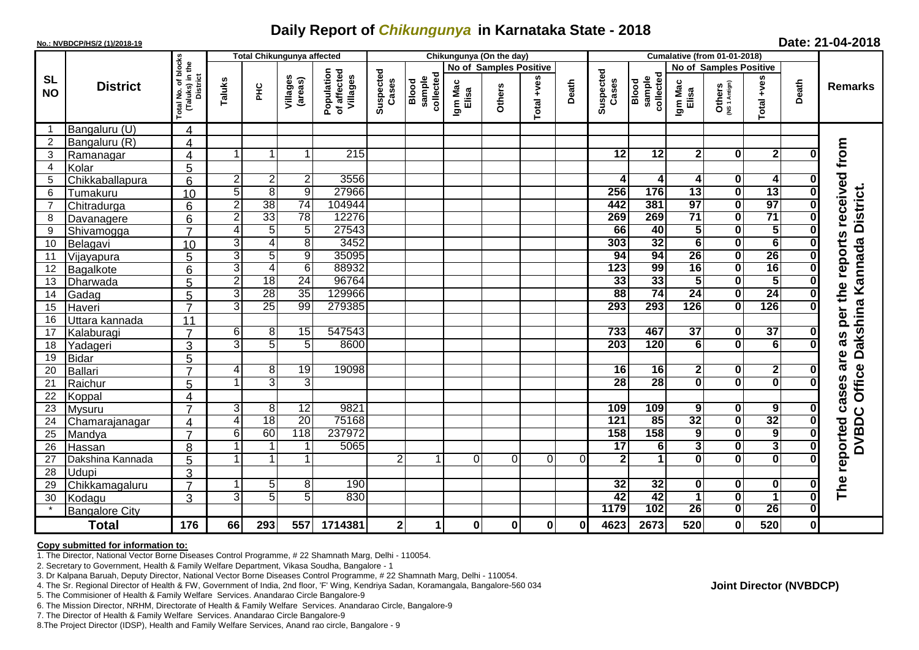# Daily Report of *Chikungunya* in Karnataka State - 2018

**No.: NVBDCP/HS/2 (1)/2018-19**

**Date: 21-04-2018**

| SL NO | District | Total No. of blocks (Taluks) in the District | Total Chikungunya affected | | | | Chikungunya (On the day) | | | | | | | Cumalative (from 01-01-2018) | | | | | | | Remarks |
|---|---|---|---|---|---|---|---|---|---|---|---|---|---|---|---|---|---|---|---|---|---|
| | | | Taluks | PHC | Villages (areas) | Population of affected Villages | Suspected Cases | Blood sample collected | No of Samples Positive | | | Death | Suspected Cases | Blood sample collected | No of Samples Positive | | | Death | |
| | | | | | | | | | Igm Mac Elisa | Others | Total +ves | | | | Igm Mac Elisa | Others (NS 1 Antign) | Total +ves | | |
| 1 | Bangaluru (U) | 4 | | | | | | | | | | | | | | | | | The reported cases are as per the reports received from DVBDC Office Dakshina Kannada District. |
| 2 | Bangaluru (R) | 4 | | | | | | | | | | | | | | | | | |
| 3 | Ramanagar | 4 | 1 | 1 | 1 | 215 | | | | | | | 12 | 12 | 2 | 0 | 2 | 0 | |
| 4 | Kolar | 5 | | | | | | | | | | | | | | | | | |
| 5 | Chikkaballapura | 6 | 2 | 2 | 2 | 3556 | | | | | | | 4 | 4 | 4 | 0 | 4 | 0 | |
| 6 | Tumakuru | 10 | 5 | 8 | 9 | 27966 | | | | | | | 256 | 176 | 13 | 0 | 13 | 0 | |
| 7 | Chitradurga | 6 | 2 | 38 | 74 | 104944 | | | | | | | 442 | 381 | 97 | 0 | 97 | 0 | |
| 8 | Davanagere | 6 | 2 | 33 | 78 | 12276 | | | | | | | 269 | 269 | 71 | 0 | 71 | 0 | |
| 9 | Shivamogga | 7 | 4 | 5 | 5 | 27543 | | | | | | | 66 | 40 | 5 | 0 | 5 | 0 | |
| 10 | Belagavi | 10 | 3 | 4 | 8 | 3452 | | | | | | | 303 | 32 | 6 | 0 | 6 | 0 | |
| 11 | Vijayapura | 5 | 3 | 5 | 9 | 35095 | | | | | | | 94 | 94 | 26 | 0 | 26 | 0 | |
| 12 | Bagalkote | 6 | 3 | 4 | 6 | 88932 | | | | | | | 123 | 99 | 16 | 0 | 16 | 0 | |
| 13 | Dharwada | 5 | 2 | 18 | 24 | 96764 | | | | | | | 33 | 33 | 5 | 0 | 5 | 0 | |
| 14 | Gadag | 5 | 3 | 28 | 35 | 129966 | | | | | | | 88 | 74 | 24 | 0 | 24 | 0 | |
| 15 | Haveri | 7 | 3 | 25 | 99 | 279385 | | | | | | | 293 | 293 | 126 | 0 | 126 | 0 | |
| 16 | Uttara kannada | 11 | | | | | | | | | | | | | | | | | |
| 17 | Kalaburagi | 7 | 6 | 8 | 15 | 547543 | | | | | | | 733 | 467 | 37 | 0 | 37 | 0 | |
| 18 | Yadageri | 3 | 3 | 5 | 5 | 8600 | | | | | | | 203 | 120 | 6 | 0 | 6 | 0 | |
| 19 | Bidar | 5 | | | | | | | | | | | | | | | | | |
| 20 | Ballari | 7 | 4 | 8 | 19 | 19098 | | | | | | | 16 | 16 | 2 | 0 | 2 | 0 | |
| 21 | Raichur | 5 | 1 | 3 | 3 | | | | | | | | 28 | 28 | 0 | 0 | 0 | 0 | |
| 22 | Koppal | 4 | | | | | | | | | | | | | | | | | |
| 23 | Mysuru | 7 | 3 | 8 | 12 | 9821 | | | | | | | 109 | 109 | 9 | 0 | 9 | 0 | |
| 24 | Chamarajanagar | 4 | 4 | 18 | 20 | 75168 | | | | | | | 121 | 85 | 32 | 0 | 32 | 0 | |
| 25 | Mandya | 7 | 6 | 60 | 118 | 237972 | | | | | | | 158 | 158 | 9 | 0 | 9 | 0 | |
| 26 | Hassan | 8 | 1 | 1 | 1 | 5065 | | | | | | | 17 | 6 | 3 | 0 | 3 | 0 | |
| 27 | Dakshina Kannada | 5 | 1 | 1 | 1 | | 2 | 1 | 0 | 0 | 0 | 0 | 2 | 1 | 0 | 0 | 0 | 0 | |
| 28 | Udupi | 3 | | | | | | | | | | | | | | | | | |
| 29 | Chikkamagaluru | 7 | 1 | 5 | 8 | 190 | | | | | | | 32 | 32 | 0 | 0 | 0 | 0 | |
| 30 | Kodagu | 3 | 3 | 5 | 5 | 830 | | | | | | | 42 | 42 | 1 | 0 | 1 | 0 | |
| * | Bangalore City | | | | | | | | | | | | 1179 | 102 | 26 | 0 | 26 | 0 | |
| **Total** | | **176** | **66** | **293** | **557** | **1714381** | **2** | **1** | **0** | **0** | **0** | **0** | **4623** | **2673** | **520** | **0** | **520** | **0** | |

**Copy submitted for information to:**

1. The Director, National Vector Borne Diseases Control Programme, # 22 Shamnath Marg, Delhi - 110054.
2. Secretary to Government, Health & Family Welfare Department, Vikasa Soudha, Bangalore - 1
3. Dr Kalpana Baruah, Deputy Director, National Vector Borne Diseases Control Programme, # 22 Shamnath Marg, Delhi - 110054.
4. The Sr. Regional Director of Health & FW, Government of India, 2nd floor, 'F' Wing, Kendriya Sadan, Koramangala, Bangalore-560 034
5. The Commisioner of Health & Family Welfare Services. Anandarao Circle Bangalore-9
6. The Mission Director, NRHM, Directorate of Health & Family Welfare Services. Anandarao Circle, Bangalore-9
7. The Director of Health & Family Welfare Services. Anandarao Circle Bangalore-9
8. The Project Director (IDSP), Health and Family Welfare Services, Anand rao circle, Bangalore - 9

**Joint Director (NVBDCP)**